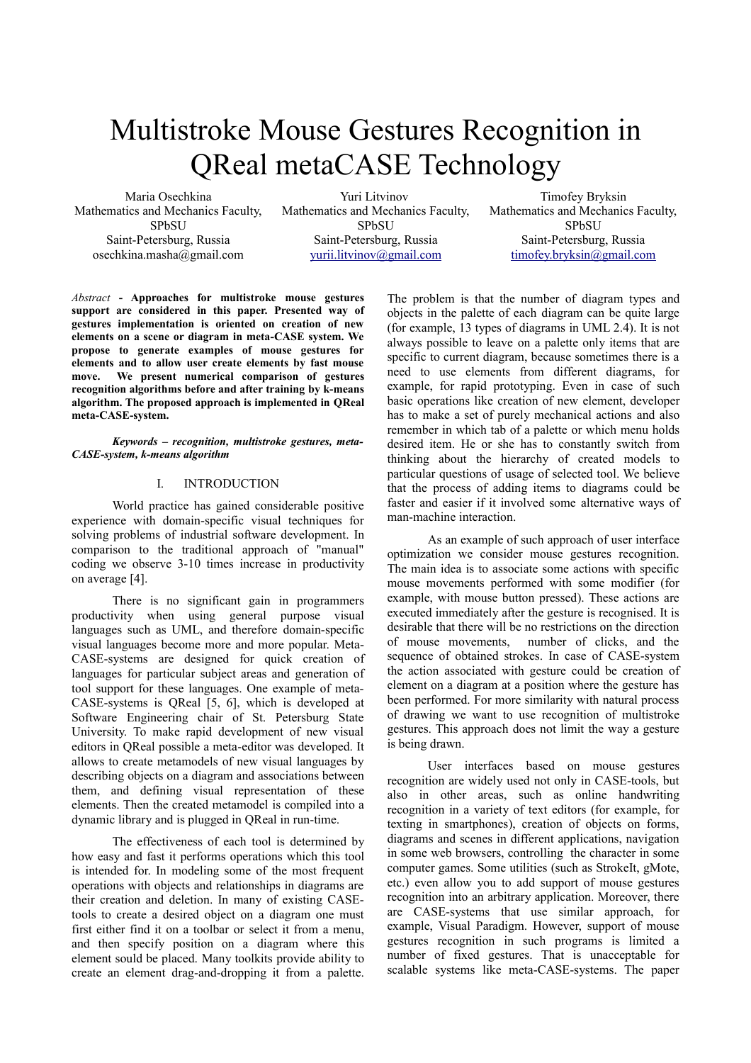# Multistroke Mouse Gestures Recognition in QReal metaCASE Technology

Maria Osechkina
Mathematics and Mechanics Faculty, SPbSU
Saint-Petersburg, Russia
osechkina.masha@gmail.com

Yuri Litvinov
Mathematics and Mechanics Faculty, SPbSU
Saint-Petersburg, Russia
yurii.litvinov@gmail.com

Timofey Bryksin
Mathematics and Mechanics Faculty, SPbSU
Saint-Petersburg, Russia
timofey.bryksin@gmail.com

*Abstract* - **Approaches for multistroke mouse gestures support are considered in this paper. Presented way of gestures implementation is oriented on creation of new elements on a scene or diagram in meta-CASE system. We propose to generate examples of mouse gestures for elements and to allow user create elements by fast mouse move. We present numerical comparison of gestures recognition algorithms before and after training by k-means algorithm. The proposed approach is implemented in QReal meta-CASE-system.**

***Keywords – recognition, multistroke gestures, meta-CASE-system, k-means algorithm***

## I. INTRODUCTION

World practice has gained considerable positive experience with domain-specific visual techniques for solving problems of industrial software development. In comparison to the traditional approach of "manual" coding we observe 3-10 times increase in productivity on average [4].

There is no significant gain in programmers productivity when using general purpose visual languages such as UML, and therefore domain-specific visual languages become more and more popular. Meta-CASE-systems are designed for quick creation of languages for particular subject areas and generation of tool support for these languages. One example of meta-CASE-systems is QReal [5, 6], which is developed at Software Engineering chair of St. Petersburg State University. To make rapid development of new visual editors in QReal possible a meta-editor was developed. It allows to create metamodels of new visual languages by describing objects on a diagram and associations between them, and defining visual representation of these elements. Then the created metamodel is compiled into a dynamic library and is plugged in QReal in run-time.

The effectiveness of each tool is determined by how easy and fast it performs operations which this tool is intended for. In modeling some of the most frequent operations with objects and relationships in diagrams are their creation and deletion. In many of existing CASE-tools to create a desired object on a diagram one must first either find it on a toolbar or select it from a menu, and then specify position on a diagram where this element sould be placed. Many toolkits provide ability to create an element drag-and-dropping it from a palette. The problem is that the number of diagram types and objects in the palette of each diagram can be quite large (for example, 13 types of diagrams in UML 2.4). It is not always possible to leave on a palette only items that are specific to current diagram, because sometimes there is a need to use elements from different diagrams, for example, for rapid prototyping. Even in case of such basic operations like creation of new element, developer has to make a set of purely mechanical actions and also remember in which tab of a palette or which menu holds desired item. He or she has to constantly switch from thinking about the hierarchy of created models to particular questions of usage of selected tool. We believe that the process of adding items to diagrams could be faster and easier if it involved some alternative ways of man-machine interaction.

As an example of such approach of user interface optimization we consider mouse gestures recognition. The main idea is to associate some actions with specific mouse movements performed with some modifier (for example, with mouse button pressed). These actions are executed immediately after the gesture is recognised. It is desirable that there will be no restrictions on the direction of mouse movements, number of clicks, and the sequence of obtained strokes. In case of CASE-system the action associated with gesture could be creation of element on a diagram at a position where the gesture has been performed. For more similarity with natural process of drawing we want to use recognition of multistroke gestures. This approach does not limit the way a gesture is being drawn.

User interfaces based on mouse gestures recognition are widely used not only in CASE-tools, but also in other areas, such as online handwriting recognition in a variety of text editors (for example, for texting in smartphones), creation of objects on forms, diagrams and scenes in different applications, navigation in some web browsers, controlling the character in some computer games. Some utilities (such as StrokeIt, gMote, etc.) even allow you to add support of mouse gestures recognition into an arbitrary application. Moreover, there are CASE-systems that use similar approach, for example, Visual Paradigm. However, support of mouse gestures recognition in such programs is limited a number of fixed gestures. That is unacceptable for scalable systems like meta-CASE-systems. The paper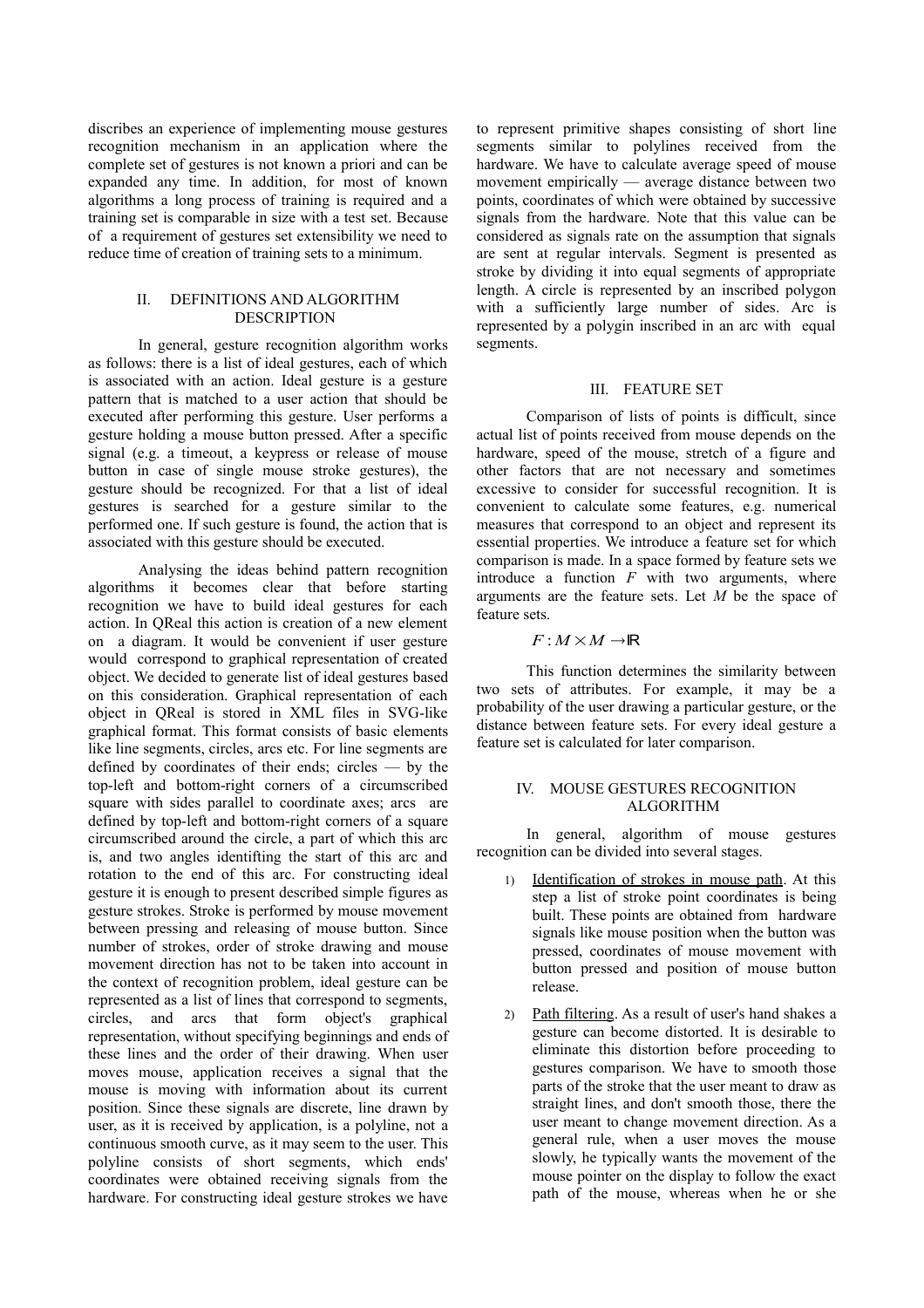discribes an experience of implementing mouse gestures recognition mechanism in an application where the complete set of gestures is not known a priori and can be expanded any time. In addition, for most of known algorithms a long process of training is required and a training set is comparable in size with a test set. Because of a requirement of gestures set extensibility we need to reduce time of creation of training sets to a minimum.

## II. DEFINITIONS AND ALGORITHM DESCRIPTION

In general, gesture recognition algorithm works as follows: there is a list of ideal gestures, each of which is associated with an action. Ideal gesture is a gesture pattern that is matched to a user action that should be executed after performing this gesture. User performs a gesture holding a mouse button pressed. After a specific signal (e.g. a timeout, a keypress or release of mouse button in case of single mouse stroke gestures), the gesture should be recognized. For that a list of ideal gestures is searched for a gesture similar to the performed one. If such gesture is found, the action that is associated with this gesture should be executed.

Analysing the ideas behind pattern recognition algorithms it becomes clear that before starting recognition we have to build ideal gestures for each action. In QReal this action is creation of a new element on a diagram. It would be convenient if user gesture would correspond to graphical representation of created object. We decided to generate list of ideal gestures based on this consideration. Graphical representation of each object in QReal is stored in XML files in SVG-like graphical format. This format consists of basic elements like line segments, circles, arcs etc. For line segments are defined by coordinates of their ends; circles — by the top-left and bottom-right corners of a circumscribed square with sides parallel to coordinate axes; arcs are defined by top-left and bottom-right corners of a square circumscribed around the circle, a part of which this arc is, and two angles identifting the start of this arc and rotation to the end of this arc. For constructing ideal gesture it is enough to present described simple figures as gesture strokes. Stroke is performed by mouse movement between pressing and releasing of mouse button. Since number of strokes, order of stroke drawing and mouse movement direction has not to be taken into account in the context of recognition problem, ideal gesture can be represented as a list of lines that correspond to segments, circles, and arcs that form object's graphical representation, without specifying beginnings and ends of these lines and the order of their drawing. When user moves mouse, application receives a signal that the mouse is moving with information about its current position. Since these signals are discrete, line drawn by user, as it is received by application, is a polyline, not a continuous smooth curve, as it may seem to the user. This polyline consists of short segments, which ends' coordinates were obtained receiving signals from the hardware. For constructing ideal gesture strokes we have to represent primitive shapes consisting of short line segments similar to polylines received from the hardware. We have to calculate average speed of mouse movement empirically — average distance between two points, coordinates of which were obtained by successive signals from the hardware. Note that this value can be considered as signals rate on the assumption that signals are sent at regular intervals. Segment is presented as stroke by dividing it into equal segments of appropriate length. A circle is represented by an inscribed polygon with a sufficiently large number of sides. Arc is represented by a polygin inscribed in an arc with equal segments.

## III. FEATURE SET

Comparison of lists of points is difficult, since actual list of points received from mouse depends on the hardware, speed of the mouse, stretch of a figure and other factors that are not necessary and sometimes excessive to consider for successful recognition. It is convenient to calculate some features, e.g. numerical measures that correspond to an object and represent its essential properties. We introduce a feature set for which comparison is made. In a space formed by feature sets we introduce a function *F* with two arguments, where arguments are the feature sets. Let *M* be the space of feature sets.

$$F : M \times M \rightarrow \mathbb{R}$$

This function determines the similarity between two sets of attributes. For example, it may be a probability of the user drawing a particular gesture, or the distance between feature sets. For every ideal gesture a feature set is calculated for later comparison.

## IV. MOUSE GESTURES RECOGNITION ALGORITHM

In general, algorithm of mouse gestures recognition can be divided into several stages.

1) Identification of strokes in mouse path. At this step a list of stroke point coordinates is being built. These points are obtained from hardware signals like mouse position when the button was pressed, coordinates of mouse movement with button pressed and position of mouse button release.

2) Path filtering. As a result of user's hand shakes a gesture can become distorted. It is desirable to eliminate this distortion before proceeding to gestures comparison. We have to smooth those parts of the stroke that the user meant to draw as straight lines, and don't smooth those, there the user meant to change movement direction. As a general rule, when a user moves the mouse slowly, he typically wants the movement of the mouse pointer on the display to follow the exact path of the mouse, whereas when he or she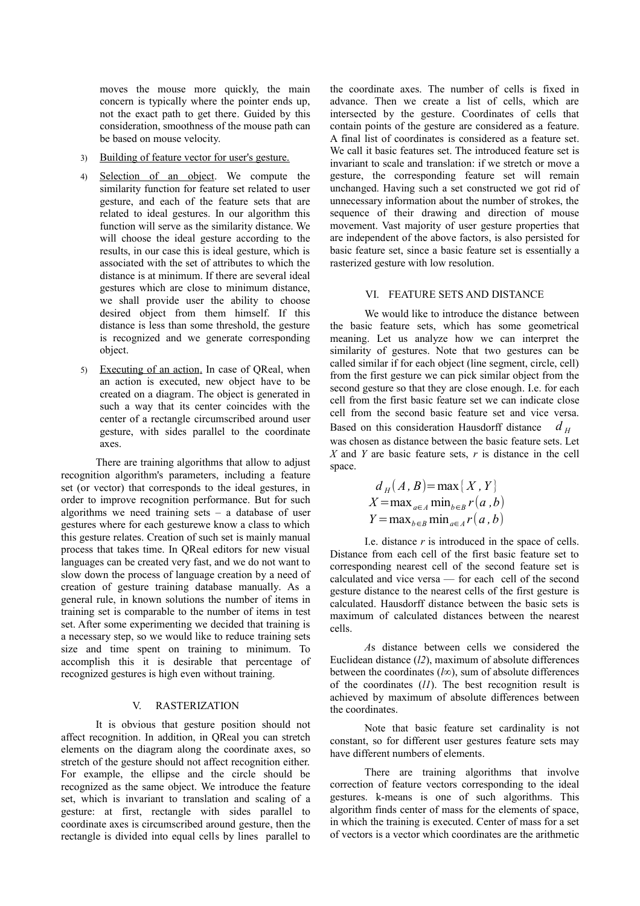moves the mouse more quickly, the main concern is typically where the pointer ends up, not the exact path to get there. Guided by this consideration, smoothness of the mouse path can be based on mouse velocity.

3) Building of feature vector for user's gesture.

4) Selection of an object. We compute the similarity function for feature set related to user gesture, and each of the feature sets that are related to ideal gestures. In our algorithm this function will serve as the similarity distance. We will choose the ideal gesture according to the results, in our case this is ideal gesture, which is associated with the set of attributes to which the distance is at minimum. If there are several ideal gestures which are close to minimum distance, we shall provide user the ability to choose desired object from them himself. If this distance is less than some threshold, the gesture is recognized and we generate corresponding object.

5) Executing of an action. In case of QReal, when an action is executed, new object have to be created on a diagram. The object is generated in such a way that its center coincides with the center of a rectangle circumscribed around user gesture, with sides parallel to the coordinate axes.

There are training algorithms that allow to adjust recognition algorithm's parameters, including a feature set (or vector) that corresponds to the ideal gestures, in order to improve recognition performance. But for such algorithms we need training sets – a database of user gestures where for each gesturewe know a class to which this gesture relates. Creation of such set is mainly manual process that takes time. In QReal editors for new visual languages can be created very fast, and we do not want to slow down the process of language creation by a need of creation of gesture training database manually. As a general rule, in known solutions the number of items in training set is comparable to the number of items in test set. After some experimenting we decided that training is a necessary step, so we would like to reduce training sets size and time spent on training to minimum. To accomplish this it is desirable that percentage of recognized gestures is high even without training.

## V. RASTERIZATION

It is obvious that gesture position should not affect recognition. In addition, in QReal you can stretch elements on the diagram along the coordinate axes, so stretch of the gesture should not affect recognition either. For example, the ellipse and the circle should be recognized as the same object. We introduce the feature set, which is invariant to translation and scaling of a gesture: at first, rectangle with sides parallel to coordinate axes is circumscribed around gesture, then the rectangle is divided into equal cells by lines parallel to the coordinate axes. The number of cells is fixed in advance. Then we create a list of cells, which are intersected by the gesture. Coordinates of cells that contain points of the gesture are considered as a feature. A final list of coordinates is considered as a feature set. We call it basic features set. The introduced feature set is invariant to scale and translation: if we stretch or move a gesture, the corresponding feature set will remain unchanged. Having such a set constructed we got rid of unnecessary information about the number of strokes, the sequence of their drawing and direction of mouse movement. Vast majority of user gesture properties that are independent of the above factors, is also persisted for basic feature set, since a basic feature set is essentially a rasterized gesture with low resolution.

## VI. FEATURE SETS AND DISTANCE

We would like to introduce the distance between the basic feature sets, which has some geometrical meaning. Let us analyze how we can interpret the similarity of gestures. Note that two gestures can be called similar if for each object (line segment, circle, cell) from the first gesture we can pick similar object from the second gesture so that they are close enough. I.e. for each cell from the first basic feature set we can indicate close cell from the second basic feature set and vice versa. Based on this consideration Hausdorff distance $d_H$ was chosen as distance between the basic feature sets. Let *X* and *Y* are basic feature sets, *r* is distance in the cell space.

$$d_H(A,B)=\max\{X,Y\}$$
$$X=\max_{a\in A}\min_{b\in B} r(a,b)$$
$$Y=\max_{b\in B}\min_{a\in A} r(a,b)$$

I.e. distance *r* is introduced in the space of cells. Distance from each cell of the first basic feature set to corresponding nearest cell of the second feature set is calculated and vice versa — for each cell of the second gesture distance to the nearest cells of the first gesture is calculated. Hausdorff distance between the basic sets is maximum of calculated distances between the nearest cells.

*A*s distance between cells we considered the Euclidean distance (*l2*), maximum of absolute differences between the coordinates (*l∞*), sum of absolute differences of the coordinates (*l1*). The best recognition result is achieved by maximum of absolute differences between the coordinates.

Note that basic feature set cardinality is not constant, so for different user gestures feature sets may have different numbers of elements.

There are training algorithms that involve correction of feature vectors corresponding to the ideal gestures. k-means is one of such algorithms. This algorithm finds center of mass for the elements of space, in which the training is executed. Center of mass for a set of vectors is a vector which coordinates are the arithmetic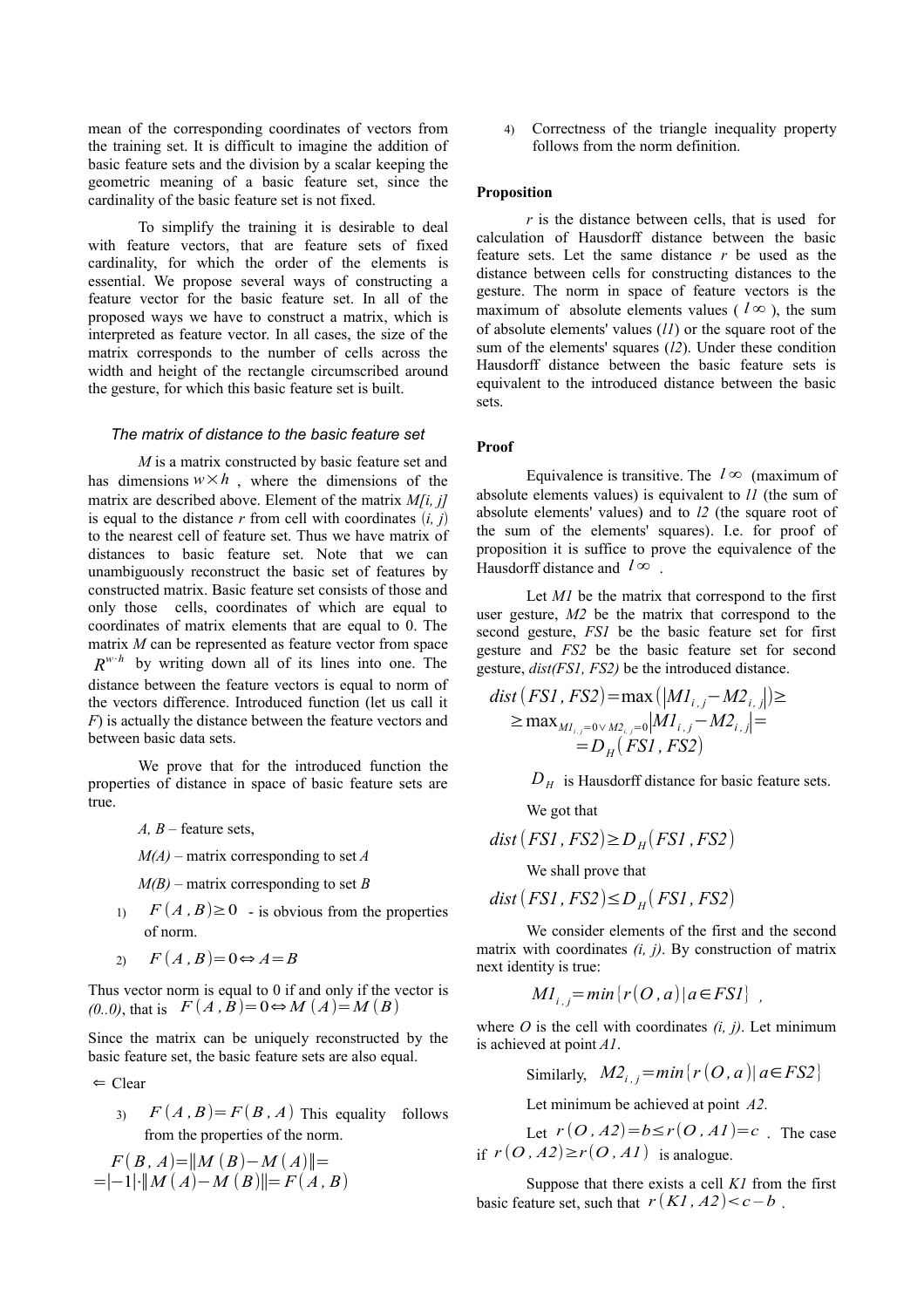mean of the corresponding coordinates of vectors from the training set. It is difficult to imagine the addition of basic feature sets and the division by a scalar keeping the geometric meaning of a basic feature set, since the cardinality of the basic feature set is not fixed.

To simplify the training it is desirable to deal with feature vectors, that are feature sets of fixed cardinality, for which the order of the elements is essential. We propose several ways of constructing a feature vector for the basic feature set. In all of the proposed ways we have to construct a matrix, which is interpreted as feature vector. In all cases, the size of the matrix corresponds to the number of cells across the width and height of the rectangle circumscribed around the gesture, for which this basic feature set is built.

### *The matrix of distance to the basic feature set*

*M* is a matrix constructed by basic feature set and has dimensions $w \times h$ , where the dimensions of the matrix are described above. Element of the matrix *M[i, j]* is equal to the distance *r* from cell with coordinates (*i, j*) to the nearest cell of feature set. Thus we have matrix of distances to basic feature set. Note that we can unambiguously reconstruct the basic set of features by constructed matrix. Basic feature set consists of those and only those cells, coordinates of which are equal to coordinates of matrix elements that are equal to 0. The matrix *M* can be represented as feature vector from space $R^{w \cdot h}$ by writing down all of its lines into one. The distance between the feature vectors is equal to norm of the vectors difference. Introduced function (let us call it *F*) is actually the distance between the feature vectors and between basic data sets.

We prove that for the introduced function the properties of distance in space of basic feature sets are true.

*A, B* – feature sets,

*M(A)* – matrix corresponding to set *A*

*M(B)* – matrix corresponding to set *B*

1) $F(A, B) \geq 0$ - is obvious from the properties of norm.

2) $F(A, B) = 0 \Leftrightarrow A = B$

Thus vector norm is equal to 0 if and only if the vector is *(0..0)*, that is $F(A, B) = 0 \Leftrightarrow M(A) = M(B)$

Since the matrix can be uniquely reconstructed by the basic feature set, the basic feature sets are also equal.

$\Leftarrow$ Clear

3) $F(A, B) = F(B, A)$ This equality follows from the properties of the norm.

$$F(B, A) = \|M(B) - M(A)\| = \\ = |-1| \cdot \|M(A) - M(B)\| = F(A, B)$$

4) Correctness of the triangle inequality property follows from the norm definition.

**Proposition**

*r* is the distance between cells, that is used for calculation of Hausdorff distance between the basic feature sets. Let the same distance *r* be used as the distance between cells for constructing distances to the gesture. The norm in space of feature vectors is the maximum of absolute elements values ( $l\infty$ ), the sum of absolute elements' values (*l1*) or the square root of the sum of the elements' squares (*l2*). Under these condition Hausdorff distance between the basic feature sets is equivalent to the introduced distance between the basic sets.

**Proof**

Equivalence is transitive. The $l\infty$ (maximum of absolute elements values) is equivalent to *l1* (the sum of absolute elements' values) and to *l2* (the square root of the sum of the elements' squares). I.e. for proof of proposition it is suffice to prove the equivalence of the Hausdorff distance and $l\infty$ .

Let *M1* be the matrix that correspond to the first user gesture, *M2* be the matrix that correspond to the second gesture, *FS1* be the basic feature set for first gesture and *FS2* be the basic feature set for second gesture, *dist(FS1, FS2)* be the introduced distance.

$$dist(FS1, FS2) = \max(|M1_{i,j} - M2_{i,j}|) \geq \\ \geq \max_{M1_{i,j}=0 \vee M2_{i,j}=0} |M1_{i,j} - M2_{i,j}| = \\ = D_H(FS1, FS2)$$

$D_H$ is Hausdorff distance for basic feature sets.

We got that

$$dist(FS1, FS2) \geq D_H(FS1, FS2)$$

We shall prove that

$$dist(FS1, FS2) \leq D_H(FS1, FS2)$$

We consider elements of the first and the second matrix with coordinates *(i, j)*. By construction of matrix next identity is true:

$$M1_{i,j} = min\{r(O, a) | a \in FS1\} \ ,$$

where *O* is the cell with coordinates *(i, j)*. Let minimum is achieved at point *A1*.

Similarly, $M2_{i,j} = min\{r(O, a) | a \in FS2\}$

Let minimum be achieved at point *A2*.

Let $r(O, A2) = b \leq r(O, A1) = c$ . The case if $r(O, A2) \geq r(O, A1)$ is analogue.

Suppose that there exists a cell *K1* from the first basic feature set, such that $r(K1, A2) < c - b$ .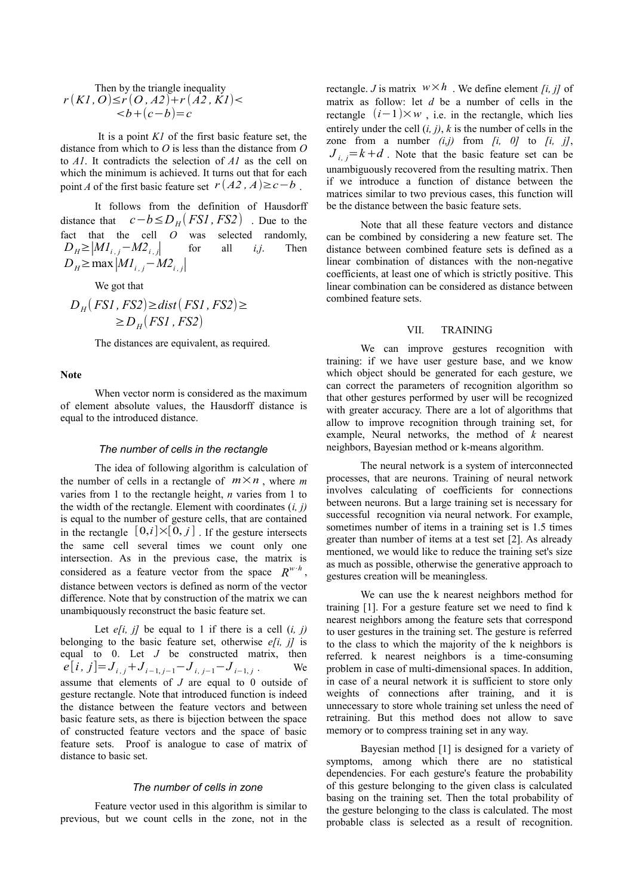Then by the triangle inequality

$$r(K1,O) \le r(O,A2) + r(A2,K1) < \\ < b + (c-b) = c$$

It is a point $K1$ of the first basic feature set, the distance from which to $O$ is less than the distance from $O$ to $A1$. It contradicts the selection of $A1$ as the cell on which the minimum is achieved. It turns out that for each point $A$ of the first basic feature set $r(A2, A) \ge c-b$.

It follows from the definition of Hausdorff distance that $c-b \le D_H(FS1, FS2)$. Due to the fact that the cell $O$ was selected randomly, $D_H \ge |M1_{i,j} - M2_{i,j}|$ for all $i,j$. Then $D_H \ge \max |M1_{i,j} - M2_{i,j}|$

We got that

$$D_H(FS1, FS2) \ge dist(FS1, FS2) \ge \\ \ge D_H(FS1, FS2)$$

The distances are equivalent, as required.

**Note**

When vector norm is considered as the maximum of element absolute values, the Hausdorff distance is equal to the introduced distance.

### *The number of cells in the rectangle*

The idea of following algorithm is calculation of the number of cells in a rectangle of $m \times n$, where $m$ varies from 1 to the rectangle height, $n$ varies from 1 to the width of the rectangle. Element with coordinates $(i, j)$ is equal to the number of gesture cells, that are contained in the rectangle $[0,i] \times [0,j]$. If the gesture intersects the same cell several times we count only one intersection. As in the previous case, the matrix is considered as a feature vector from the space $R^{w \cdot h}$, distance between vectors is defined as norm of the vector difference. Note that by construction of the matrix we can unambiguously reconstruct the basic feature set.

Let $e[i, j]$ be equal to 1 if there is a cell $(i, j)$ belonging to the basic feature set, otherwise $e[i, j]$ is equal to 0. Let $J$ be constructed matrix, then $e[i,j] = J_{i,j} + J_{i-1,j-1} - J_{i,j-1} - J_{i-1,j}$. We assume that elements of $J$ are equal to 0 outside of gesture rectangle. Note that introduced function is indeed the distance between the feature vectors and between basic feature sets, as there is bijection between the space of constructed feature vectors and the space of basic feature sets. Proof is analogue to case of matrix of distance to basic set.

### *The number of cells in zone*

Feature vector used in this algorithm is similar to previous, but we count cells in the zone, not in the rectangle. $J$ is matrix $w \times h$. We define element $[i, j]$ of matrix as follow: let $d$ be a number of cells in the rectangle $(i-1) \times w$, i.e. in the rectangle, which lies entirely under the cell $(i, j)$, $k$ is the number of cells in the zone from a number $(i,j)$ from $[i, 0]$ to $[i, j]$, $J_{i,j} = k + d$. Note that the basic feature set can be unambiguously recovered from the resulting matrix. Then if we introduce a function of distance between the matrices similar to two previous cases, this function will be the distance between the basic feature sets.

Note that all these feature vectors and distance can be combined by considering a new feature set. The distance between combined feature sets is defined as a linear combination of distances with the non-negative coefficients, at least one of which is strictly positive. This linear combination can be considered as distance between combined feature sets.

## VII. TRAINING

We can improve gestures recognition with training: if we have user gesture base, and we know which object should be generated for each gesture, we can correct the parameters of recognition algorithm so that other gestures performed by user will be recognized with greater accuracy. There are a lot of algorithms that allow to improve recognition through training set, for example, Neural networks, the method of $k$ nearest neighbors, Bayesian method or k-means algorithm.

The neural network is a system of interconnected processes, that are neurons. Training of neural network involves calculating of coefficients for connections between neurons. But a large training set is necessary for successful recognition via neural network. For example, sometimes number of items in a training set is 1.5 times greater than number of items at a test set [2]. As already mentioned, we would like to reduce the training set's size as much as possible, otherwise the generative approach to gestures creation will be meaningless.

We can use the k nearest neighbors method for training [1]. For a gesture feature set we need to find k nearest neighbors among the feature sets that correspond to user gestures in the training set. The gesture is referred to the class to which the majority of the k neighbors is referred. k nearest neighbors is a time-consuming problem in case of multi-dimensional spaces. In addition, in case of a neural network it is sufficient to store only weights of connections after training, and it is unnecessary to store whole training set unless the need of retraining. But this method does not allow to save memory or to compress training set in any way.

Bayesian method [1] is designed for a variety of symptoms, among which there are no statistical dependencies. For each gesture's feature the probability of this gesture belonging to the given class is calculated basing on the training set. Then the total probability of the gesture belonging to the class is calculated. The most probable class is selected as a result of recognition.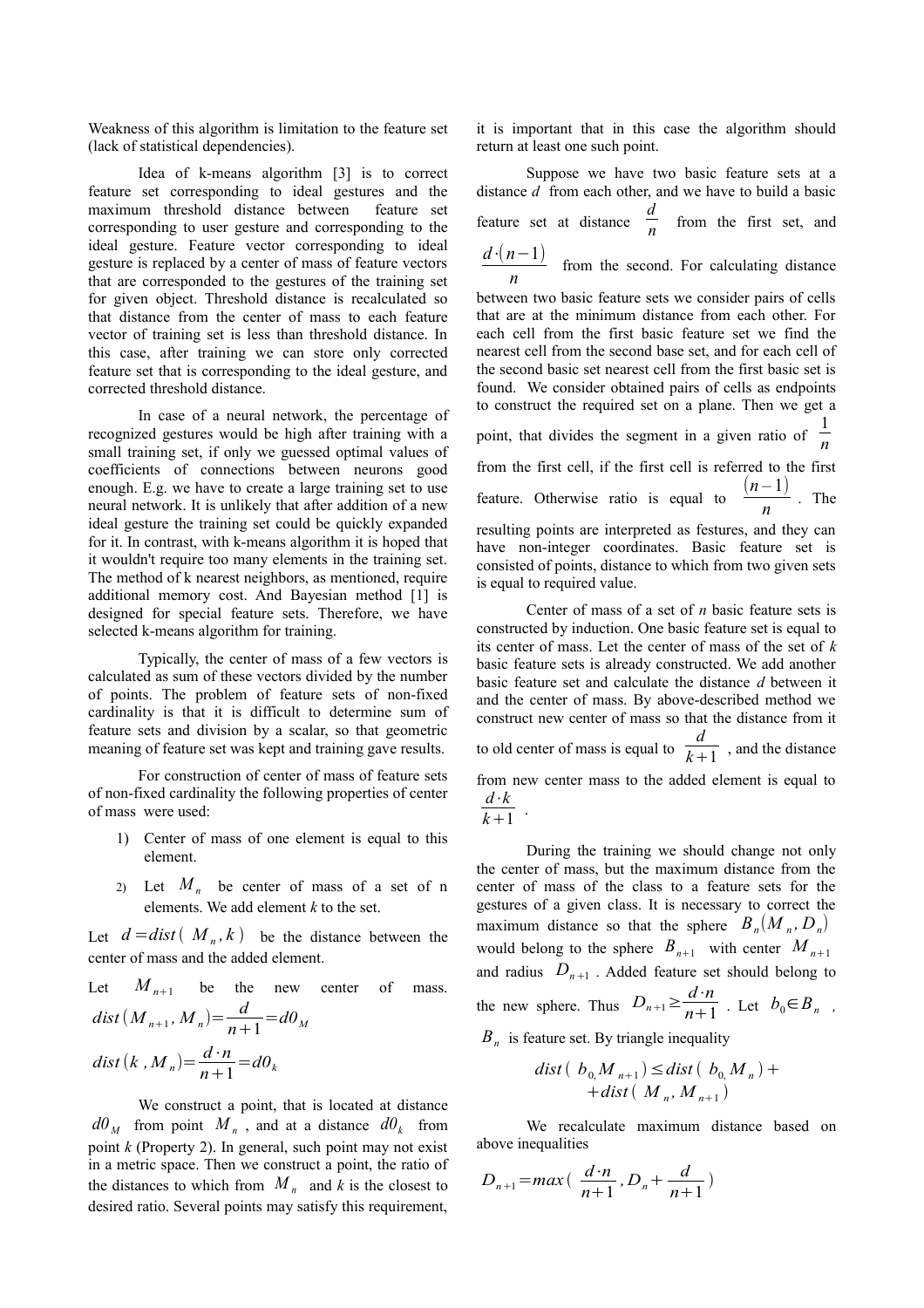Weakness of this algorithm is limitation to the feature set (lack of statistical dependencies).

Idea of k-means algorithm [3] is to correct feature set corresponding to ideal gestures and the maximum threshold distance between feature set corresponding to user gesture and corresponding to the ideal gesture. Feature vector corresponding to ideal gesture is replaced by a center of mass of feature vectors that are corresponded to the gestures of the training set for given object. Threshold distance is recalculated so that distance from the center of mass to each feature vector of training set is less than threshold distance. In this case, after training we can store only corrected feature set that is corresponding to the ideal gesture, and corrected threshold distance.

In case of a neural network, the percentage of recognized gestures would be high after training with a small training set, if only we guessed optimal values of coefficients of connections between neurons good enough. E.g. we have to create a large training set to use neural network. It is unlikely that after addition of a new ideal gesture the training set could be quickly expanded for it. In contrast, with k-means algorithm it is hoped that it wouldn't require too many elements in the training set. The method of k nearest neighbors, as mentioned, require additional memory cost. And Bayesian method [1] is designed for special feature sets. Therefore, we have selected k-means algorithm for training.

Typically, the center of mass of a few vectors is calculated as sum of these vectors divided by the number of points. The problem of feature sets of non-fixed cardinality is that it is difficult to determine sum of feature sets and division by a scalar, so that geometric meaning of feature set was kept and training gave results.

For construction of center of mass of feature sets of non-fixed cardinality the following properties of center of mass were used:

1) Center of mass of one element is equal to this element.
2) Let $M_n$ be center of mass of a set of n elements. We add element *k* to the set.

Let $d = dist(M_n, k)$ be the distance between the center of mass and the added element.

Let $M_{n+1}$ be the new center of mass.

$$dist(M_{n+1}, M_n) = \frac{d}{n+1} = d0_M$$

$$dist(k, M_n) = \frac{d \cdot n}{n+1} = d0_k$$

We construct a point, that is located at distance $d0_M$ from point $M_n$, and at a distance $d0_k$ from point *k* (Property 2). In general, such point may not exist in a metric space. Then we construct a point, the ratio of the distances to which from $M_n$ and *k* is the closest to desired ratio. Several points may satisfy this requirement, it is important that in this case the algorithm should return at least one such point.

Suppose we have two basic feature sets at a distance *d* from each other, and we have to build a basic feature set at distance $\frac{d}{n}$ from the first set, and $\frac{d \cdot (n-1)}{n}$ from the second. For calculating distance between two basic feature sets we consider pairs of cells that are at the minimum distance from each other. For each cell from the first basic feature set we find the nearest cell from the second base set, and for each cell of the second basic set nearest cell from the first basic set is found. We consider obtained pairs of cells as endpoints to construct the required set on a plane. Then we get a point, that divides the segment in a given ratio of $\frac{1}{n}$ from the first cell, if the first cell is referred to the first feature. Otherwise ratio is equal to $\frac{(n-1)}{n}$. The resulting points are interpreted as festures, and they can have non-integer coordinates. Basic feature set is consisted of points, distance to which from two given sets is equal to required value.

Center of mass of a set of *n* basic feature sets is constructed by induction. One basic feature set is equal to its center of mass. Let the center of mass of the set of *k* basic feature sets is already constructed. We add another basic feature set and calculate the distance *d* between it and the center of mass. By above-described method we construct new center of mass so that the distance from it to old center of mass is equal to $\frac{d}{k+1}$, and the distance from new center mass to the added element is equal to $\frac{d \cdot k}{k+1}$.

During the training we should change not only the center of mass, but the maximum distance from the center of mass of the class to a feature sets for the gestures of a given class. It is necessary to correct the maximum distance so that the sphere $B_n(M_n, D_n)$ would belong to the sphere $B_{n+1}$ with center $M_{n+1}$ and radius $D_{n+1}$. Added feature set should belong to the new sphere. Thus $D_{n+1} \geq \frac{d \cdot n}{n+1}$. Let $b_0 \in B_n$, $B_n$ is feature set. By triangle inequality

$$dist(b_0, M_{n+1}) \leq dist(b_0, M_n) + dist(M_n, M_{n+1})$$

We recalculate maximum distance based on above inequalities

$$D_{n+1} = max\left(\frac{d \cdot n}{n+1}, D_n + \frac{d}{n+1}\right)$$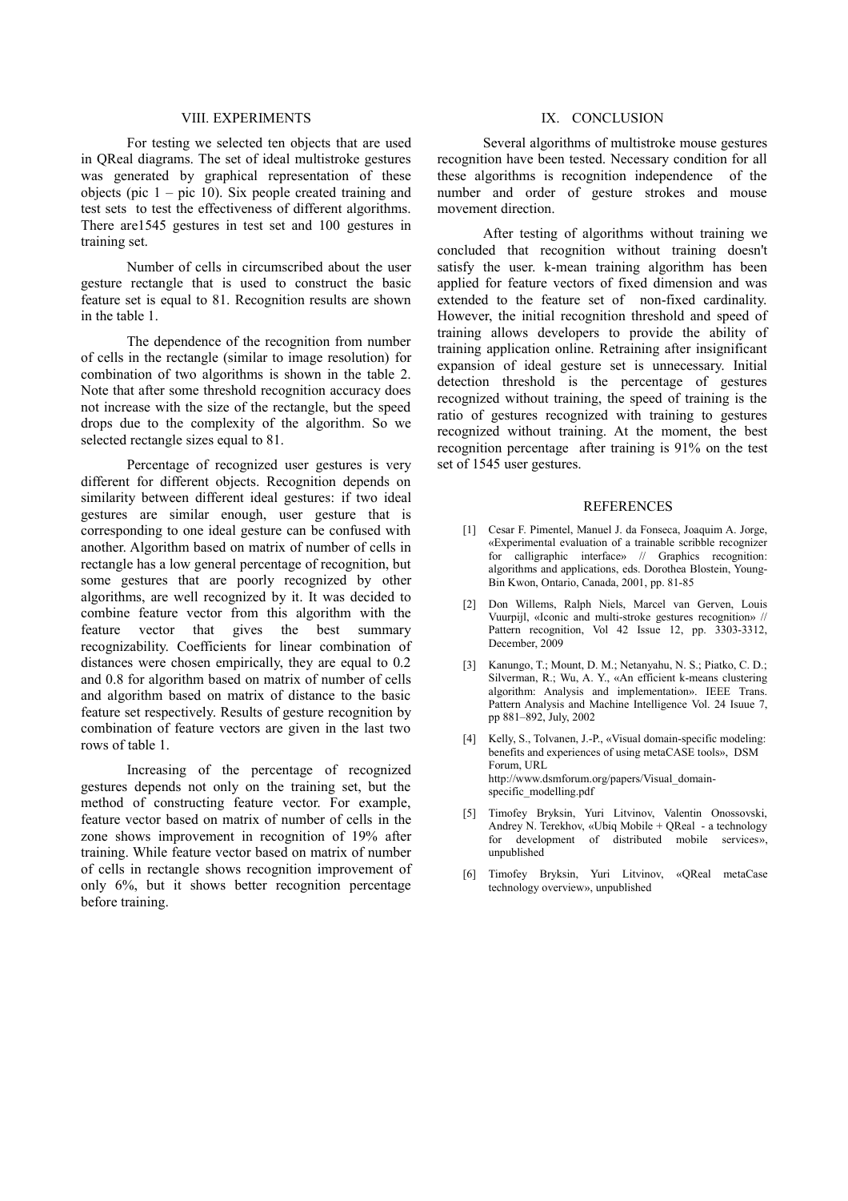## VIII. EXPERIMENTS

For testing we selected ten objects that are used in QReal diagrams. The set of ideal multistroke gestures was generated by graphical representation of these objects (pic 1 – pic 10). Six people created training and test sets to test the effectiveness of different algorithms. There are1545 gestures in test set and 100 gestures in training set.

Number of cells in circumscribed about the user gesture rectangle that is used to construct the basic feature set is equal to 81. Recognition results are shown in the table 1.

The dependence of the recognition from number of cells in the rectangle (similar to image resolution) for combination of two algorithms is shown in the table 2. Note that after some threshold recognition accuracy does not increase with the size of the rectangle, but the speed drops due to the complexity of the algorithm. So we selected rectangle sizes equal to 81.

Percentage of recognized user gestures is very different for different objects. Recognition depends on similarity between different ideal gestures: if two ideal gestures are similar enough, user gesture that is corresponding to one ideal gesture can be confused with another. Algorithm based on matrix of number of cells in rectangle has a low general percentage of recognition, but some gestures that are poorly recognized by other algorithms, are well recognized by it. It was decided to combine feature vector from this algorithm with the feature vector that gives the best summary recognizability. Coefficients for linear combination of distances were chosen empirically, they are equal to 0.2 and 0.8 for algorithm based on matrix of number of cells and algorithm based on matrix of distance to the basic feature set respectively. Results of gesture recognition by combination of feature vectors are given in the last two rows of table 1.

Increasing of the percentage of recognized gestures depends not only on the training set, but the method of constructing feature vector. For example, feature vector based on matrix of number of cells in the zone shows improvement in recognition of 19% after training. While feature vector based on matrix of number of cells in rectangle shows recognition improvement of only 6%, but it shows better recognition percentage before training.

## IX. CONCLUSION

Several algorithms of multistroke mouse gestures recognition have been tested. Necessary condition for all these algorithms is recognition independence of the number and order of gesture strokes and mouse movement direction.

After testing of algorithms without training we concluded that recognition without training doesn't satisfy the user. k-mean training algorithm has been applied for feature vectors of fixed dimension and was extended to the feature set of non-fixed cardinality. However, the initial recognition threshold and speed of training allows developers to provide the ability of training application online. Retraining after insignificant expansion of ideal gesture set is unnecessary. Initial detection threshold is the percentage of gestures recognized without training, the speed of training is the ratio of gestures recognized with training to gestures recognized without training. At the moment, the best recognition percentage after training is 91% on the test set of 1545 user gestures.

## REFERENCES

[1] Cesar F. Pimentel, Manuel J. da Fonseca, Joaquim A. Jorge, «Experimental evaluation of a trainable scribble recognizer for calligraphic interface» // Graphics recognition: algorithms and applications, eds. Dorothea Blostein, Young-Bin Kwon, Ontario, Canada, 2001, pp. 81-85

[2] Don Willems, Ralph Niels, Marcel van Gerven, Louis Vuurpijl, «Iconic and multi-stroke gestures recognition» // Pattern recognition, Vol 42 Issue 12, pp. 3303-3312, December, 2009

[3] Kanungo, T.; Mount, D. M.; Netanyahu, N. S.; Piatko, C. D.; Silverman, R.; Wu, A. Y., «An efficient k-means clustering algorithm: Analysis and implementation». IEEE Trans. Pattern Analysis and Machine Intelligence Vol. 24 Isuue 7, pp 881–892, July, 2002

[4] Kelly, S., Tolvanen, J.-P., «Visual domain-specific modeling: benefits and experiences of using metaCASE tools», DSM Forum, URL http://www.dsmforum.org/papers/Visual_domain-specific_modelling.pdf

[5] Timofey Bryksin, Yuri Litvinov, Valentin Onossovski, Andrey N. Terekhov, «Ubiq Mobile + QReal - a technology for development of distributed mobile services», unpublished

[6] Timofey Bryksin, Yuri Litvinov, «QReal metaCase technology overview», unpublished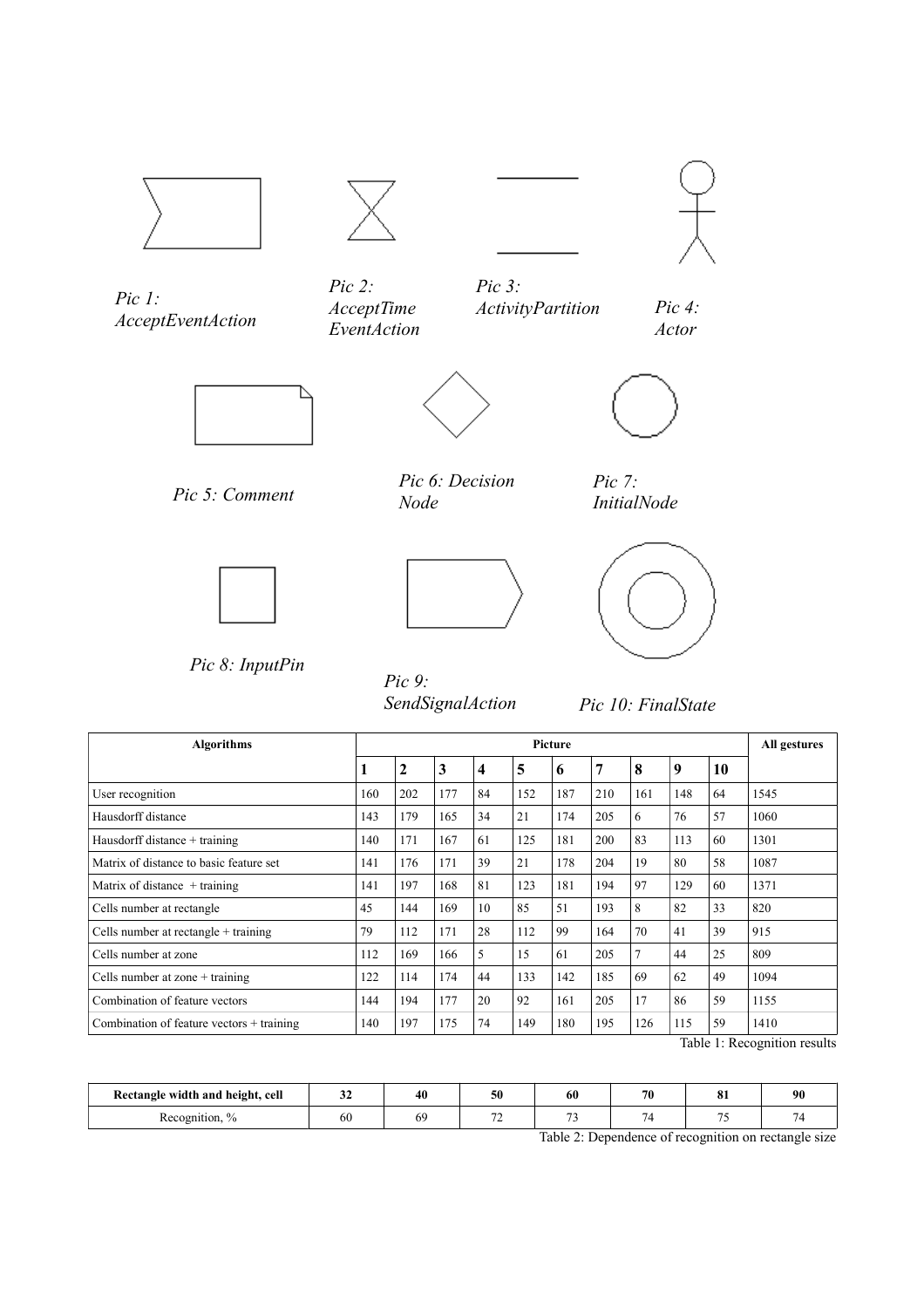*Pic 1: AcceptEventAction*

*Pic 2: AcceptTime EventAction*

*Pic 3: ActivityPartition*

*Pic 4: Actor*

*Pic 5: Comment*

*Pic 6: Decision Node*

*Pic 7: InitialNode*

*Pic 8: InputPin*

*Pic 9: SendSignalAction*

*Pic 10: FinalState*

| **Algorithms** | **Picture** | | | | | | | | | | **All gestures** |
|---|---|---|---|---|---|---|---|---|---|---|---|
| | **1** | **2** | **3** | **4** | **5** | **6** | **7** | **8** | **9** | **10** | |
| User recognition | 160 | 202 | 177 | 84 | 152 | 187 | 210 | 161 | 148 | 64 | 1545 |
| Hausdorff distance | 143 | 179 | 165 | 34 | 21 | 174 | 205 | 6 | 76 | 57 | 1060 |
| Hausdorff distance + training | 140 | 171 | 167 | 61 | 125 | 181 | 200 | 83 | 113 | 60 | 1301 |
| Matrix of distance to basic feature set | 141 | 176 | 171 | 39 | 21 | 178 | 204 | 19 | 80 | 58 | 1087 |
| Matrix of distance + training | 141 | 197 | 168 | 81 | 123 | 181 | 194 | 97 | 129 | 60 | 1371 |
| Cells number at rectangle | 45 | 144 | 169 | 10 | 85 | 51 | 193 | 8 | 82 | 33 | 820 |
| Cells number at rectangle + training | 79 | 112 | 171 | 28 | 112 | 99 | 164 | 70 | 41 | 39 | 915 |
| Cells number at zone | 112 | 169 | 166 | 5 | 15 | 61 | 205 | 7 | 44 | 25 | 809 |
| Cells number at zone + training | 122 | 114 | 174 | 44 | 133 | 142 | 185 | 69 | 62 | 49 | 1094 |
| Combination of feature vectors | 144 | 194 | 177 | 20 | 92 | 161 | 205 | 17 | 86 | 59 | 1155 |
| Combination of feature vectors + training | 140 | 197 | 175 | 74 | 149 | 180 | 195 | 126 | 115 | 59 | 1410 |

Table 1: Recognition results

| **Rectangle width and height, cell** | **32** | **40** | **50** | **60** | **70** | **81** | **90** |
|---|---|---|---|---|---|---|---|
| Recognition, % | 60 | 69 | 72 | 73 | 74 | 75 | 74 |

Table 2: Dependence of recognition on rectangle size